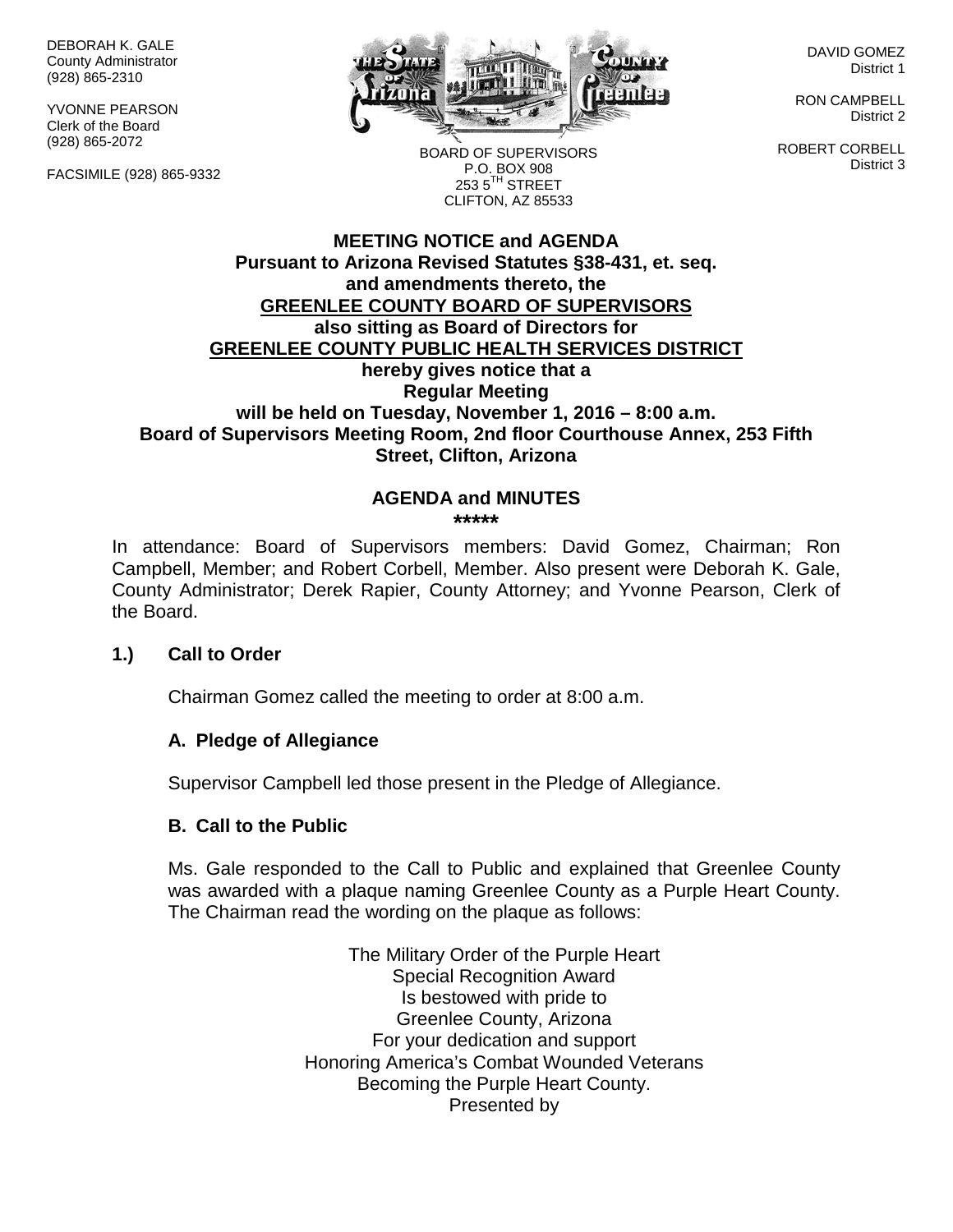DEBORAH K. GALE
County Administrator
(928) 865-2310

YVONNE PEARSON
Clerk of the Board
(928) 865-2072

FACSIMILE (928) 865-9332

BOARD OF SUPERVISORS
P.O. BOX 908
253 5TH STREET
CLIFTON, AZ 85533

DAVID GOMEZ
District 1

RON CAMPBELL
District 2

ROBERT CORBELL
District 3

**MEETING NOTICE and AGENDA**
**Pursuant to Arizona Revised Statutes §38-431, et. seq.**
**and amendments thereto, the**
**GREENLEE COUNTY BOARD OF SUPERVISORS**
**also sitting as Board of Directors for**
**GREENLEE COUNTY PUBLIC HEALTH SERVICES DISTRICT**
**hereby gives notice that a**
**Regular Meeting**
**will be held on Tuesday, November 1, 2016 – 8:00 a.m.**
**Board of Supervisors Meeting Room, 2nd floor Courthouse Annex, 253 Fifth Street, Clifton, Arizona**

**AGENDA and MINUTES**
**\*\*\*\*\***

In attendance: Board of Supervisors members: David Gomez, Chairman; Ron Campbell, Member; and Robert Corbell, Member. Also present were Deborah K. Gale, County Administrator; Derek Rapier, County Attorney; and Yvonne Pearson, Clerk of the Board.

## 1.) Call to Order

Chairman Gomez called the meeting to order at 8:00 a.m.

### A. Pledge of Allegiance

Supervisor Campbell led those present in the Pledge of Allegiance.

### B. Call to the Public

Ms. Gale responded to the Call to Public and explained that Greenlee County was awarded with a plaque naming Greenlee County as a Purple Heart County. The Chairman read the wording on the plaque as follows:

The Military Order of the Purple Heart
Special Recognition Award
Is bestowed with pride to
Greenlee County, Arizona
For your dedication and support
Honoring America's Combat Wounded Veterans
Becoming the Purple Heart County.
Presented by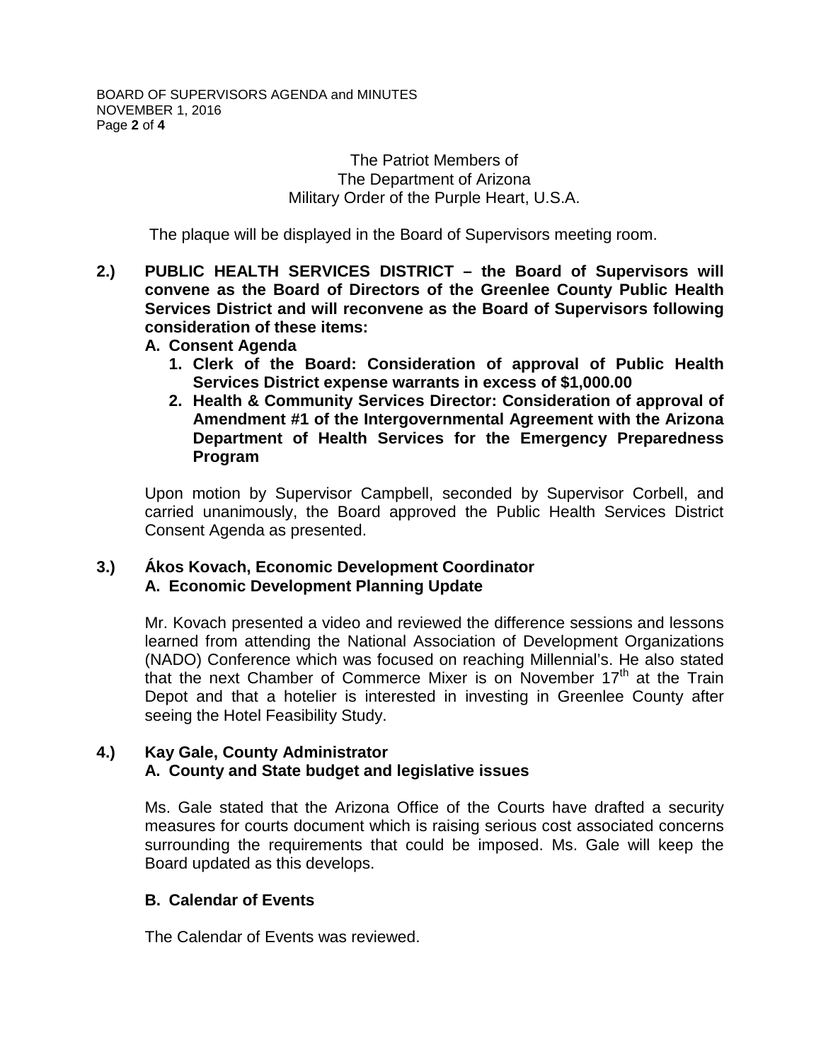The Patriot Members of
The Department of Arizona
Military Order of the Purple Heart, U.S.A.

The plaque will be displayed in the Board of Supervisors meeting room.

**2.) PUBLIC HEALTH SERVICES DISTRICT – the Board of Supervisors will convene as the Board of Directors of the Greenlee County Public Health Services District and will reconvene as the Board of Supervisors following consideration of these items:**

**A. Consent Agenda**

1. **Clerk of the Board: Consideration of approval of Public Health Services District expense warrants in excess of $1,000.00**
2. **Health & Community Services Director: Consideration of approval of Amendment #1 of the Intergovernmental Agreement with the Arizona Department of Health Services for the Emergency Preparedness Program**

Upon motion by Supervisor Campbell, seconded by Supervisor Corbell, and carried unanimously, the Board approved the Public Health Services District Consent Agenda as presented.

**3.) Ákos Kovach, Economic Development Coordinator**
**A. Economic Development Planning Update**

Mr. Kovach presented a video and reviewed the difference sessions and lessons learned from attending the National Association of Development Organizations (NADO) Conference which was focused on reaching Millennial's. He also stated that the next Chamber of Commerce Mixer is on November 17th at the Train Depot and that a hotelier is interested in investing in Greenlee County after seeing the Hotel Feasibility Study.

**4.) Kay Gale, County Administrator**
**A. County and State budget and legislative issues**

Ms. Gale stated that the Arizona Office of the Courts have drafted a security measures for courts document which is raising serious cost associated concerns surrounding the requirements that could be imposed. Ms. Gale will keep the Board updated as this develops.

**B. Calendar of Events**

The Calendar of Events was reviewed.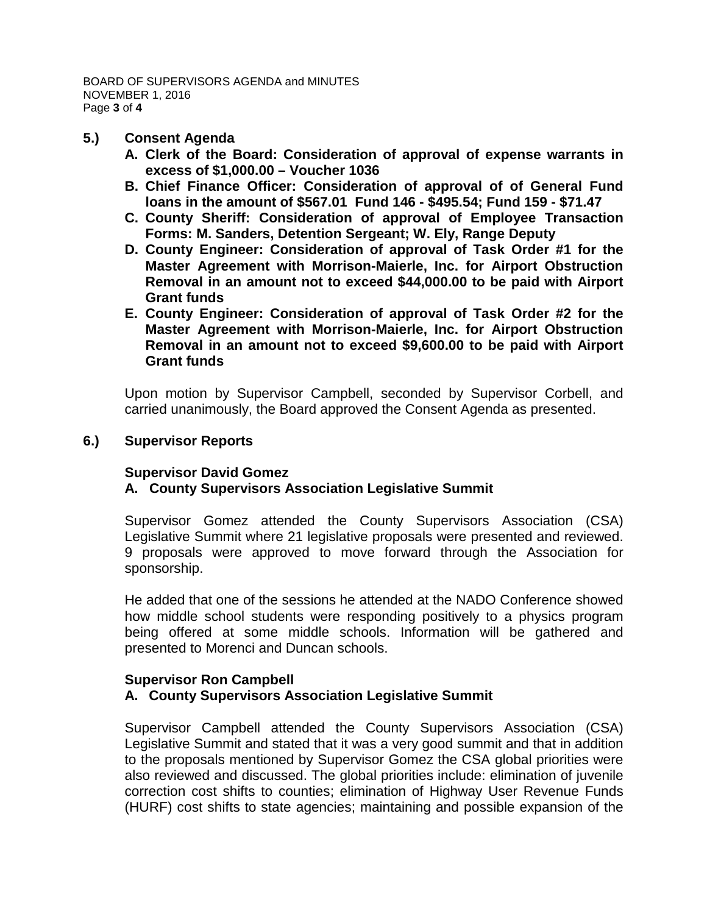**5.) Consent Agenda**

- **A. Clerk of the Board: Consideration of approval of expense warrants in excess of $1,000.00 – Voucher 1036**
- **B. Chief Finance Officer: Consideration of approval of of General Fund loans in the amount of $567.01 Fund 146 - $495.54; Fund 159 - $71.47**
- **C. County Sheriff: Consideration of approval of Employee Transaction Forms: M. Sanders, Detention Sergeant; W. Ely, Range Deputy**
- **D. County Engineer: Consideration of approval of Task Order #1 for the Master Agreement with Morrison-Maierle, Inc. for Airport Obstruction Removal in an amount not to exceed $44,000.00 to be paid with Airport Grant funds**
- **E. County Engineer: Consideration of approval of Task Order #2 for the Master Agreement with Morrison-Maierle, Inc. for Airport Obstruction Removal in an amount not to exceed $9,600.00 to be paid with Airport Grant funds**

Upon motion by Supervisor Campbell, seconded by Supervisor Corbell, and carried unanimously, the Board approved the Consent Agenda as presented.

**6.) Supervisor Reports**

**Supervisor David Gomez**

**A. County Supervisors Association Legislative Summit**

Supervisor Gomez attended the County Supervisors Association (CSA) Legislative Summit where 21 legislative proposals were presented and reviewed. 9 proposals were approved to move forward through the Association for sponsorship.

He added that one of the sessions he attended at the NADO Conference showed how middle school students were responding positively to a physics program being offered at some middle schools. Information will be gathered and presented to Morenci and Duncan schools.

**Supervisor Ron Campbell**

**A. County Supervisors Association Legislative Summit**

Supervisor Campbell attended the County Supervisors Association (CSA) Legislative Summit and stated that it was a very good summit and that in addition to the proposals mentioned by Supervisor Gomez the CSA global priorities were also reviewed and discussed. The global priorities include: elimination of juvenile correction cost shifts to counties; elimination of Highway User Revenue Funds (HURF) cost shifts to state agencies; maintaining and possible expansion of the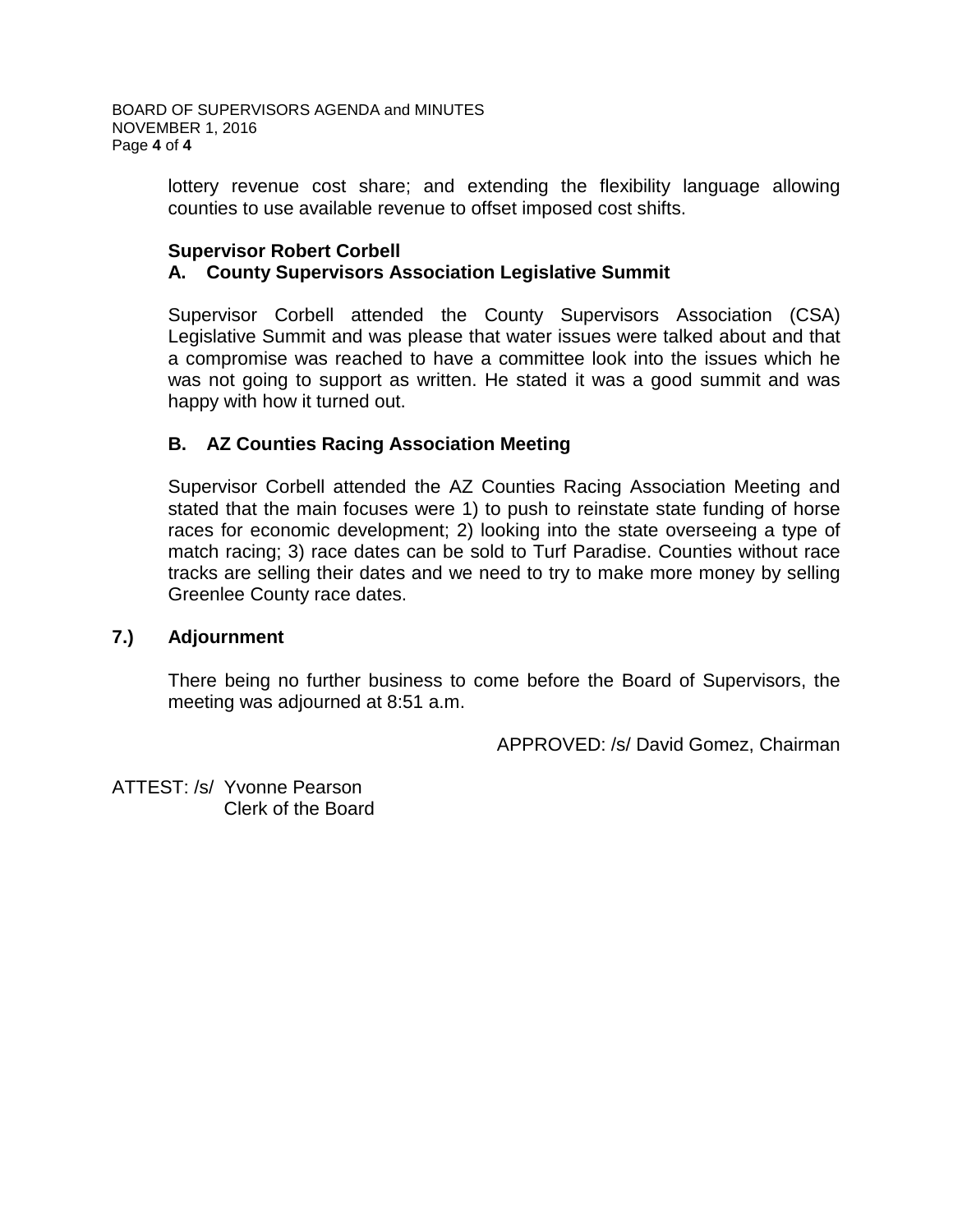lottery revenue cost share; and extending the flexibility language allowing counties to use available revenue to offset imposed cost shifts.

**Supervisor Robert Corbell**

**A. County Supervisors Association Legislative Summit**

Supervisor Corbell attended the County Supervisors Association (CSA) Legislative Summit and was please that water issues were talked about and that a compromise was reached to have a committee look into the issues which he was not going to support as written. He stated it was a good summit and was happy with how it turned out.

**B. AZ Counties Racing Association Meeting**

Supervisor Corbell attended the AZ Counties Racing Association Meeting and stated that the main focuses were 1) to push to reinstate state funding of horse races for economic development; 2) looking into the state overseeing a type of match racing; 3) race dates can be sold to Turf Paradise. Counties without race tracks are selling their dates and we need to try to make more money by selling Greenlee County race dates.

**7.) Adjournment**

There being no further business to come before the Board of Supervisors, the meeting was adjourned at 8:51 a.m.

APPROVED: /s/ David Gomez, Chairman

ATTEST: /s/ Yvonne Pearson
Clerk of the Board